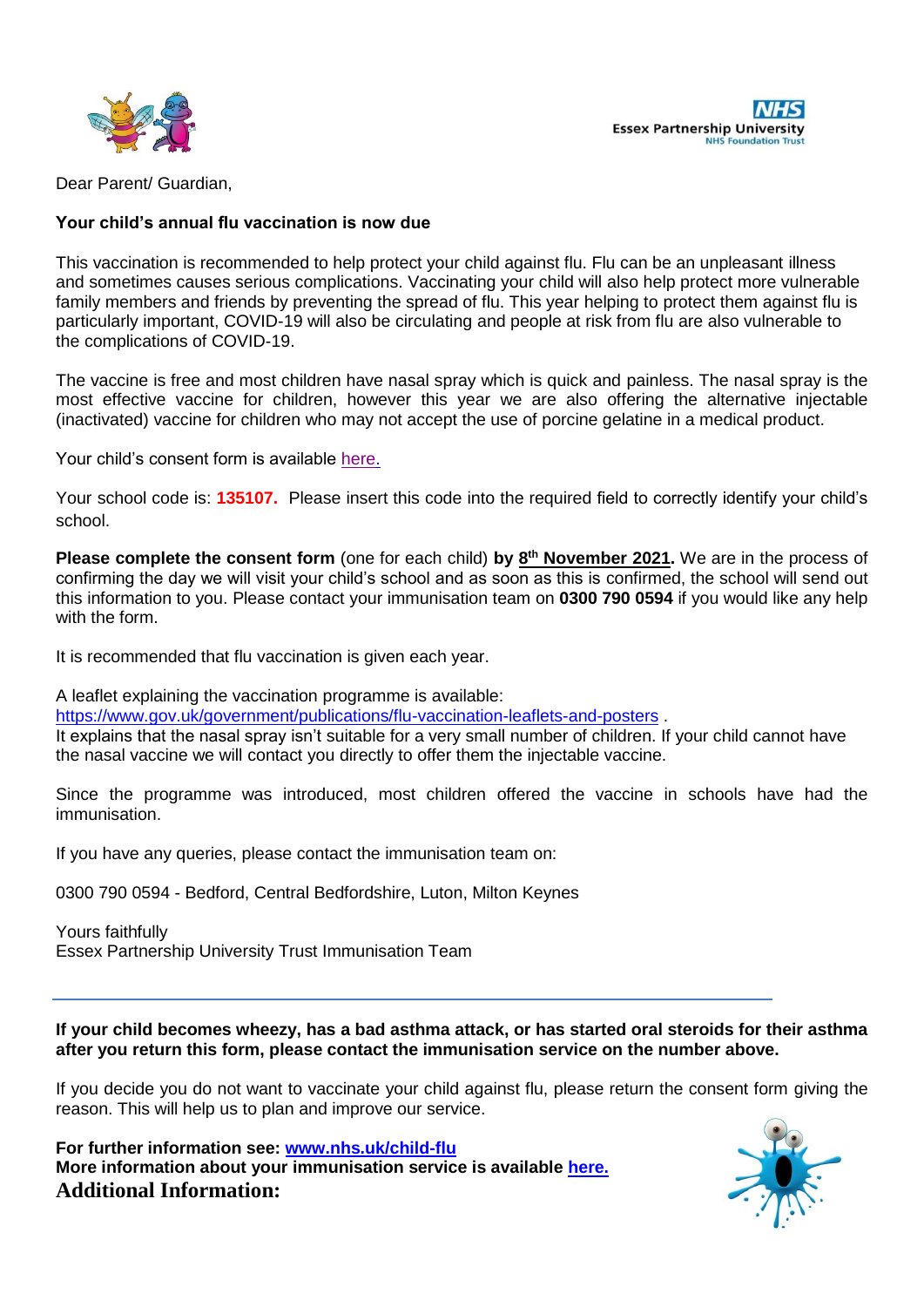Essex Partnership University NHS Foundation Trust

Dear Parent/ Guardian,

**Your child's annual flu vaccination is now due**

This vaccination is recommended to help protect your child against flu. Flu can be an unpleasant illness and sometimes causes serious complications. Vaccinating your child will also help protect more vulnerable family members and friends by preventing the spread of flu. This year helping to protect them against flu is particularly important, COVID-19 will also be circulating and people at risk from flu are also vulnerable to the complications of COVID-19.

The vaccine is free and most children have nasal spray which is quick and painless. The nasal spray is the most effective vaccine for children, however this year we are also offering the alternative injectable (inactivated) vaccine for children who may not accept the use of porcine gelatine in a medical product.

Your child's consent form is available here.

Your school code is: **135107.** Please insert this code into the required field to correctly identify your child's school.

**Please complete the consent form** (one for each child) **by 8th November 2021.** We are in the process of confirming the day we will visit your child's school and as soon as this is confirmed, the school will send out this information to you. Please contact your immunisation team on **0300 790 0594** if you would like any help with the form.

It is recommended that flu vaccination is given each year.

A leaflet explaining the vaccination programme is available: https://www.gov.uk/government/publications/flu-vaccination-leaflets-and-posters .
It explains that the nasal spray isn't suitable for a very small number of children. If your child cannot have the nasal vaccine we will contact you directly to offer them the injectable vaccine.

Since the programme was introduced, most children offered the vaccine in schools have had the immunisation.

If you have any queries, please contact the immunisation team on:

0300 790 0594 - Bedford, Central Bedfordshire, Luton, Milton Keynes

Yours faithfully
Essex Partnership University Trust Immunisation Team

---

**If your child becomes wheezy, has a bad asthma attack, or has started oral steroids for their asthma after you return this form, please contact the immunisation service on the number above.**

If you decide you do not want to vaccinate your child against flu, please return the consent form giving the reason. This will help us to plan and improve our service.

**For further information see: www.nhs.uk/child-flu**
**More information about your immunisation service is available here.**

**Additional Information:**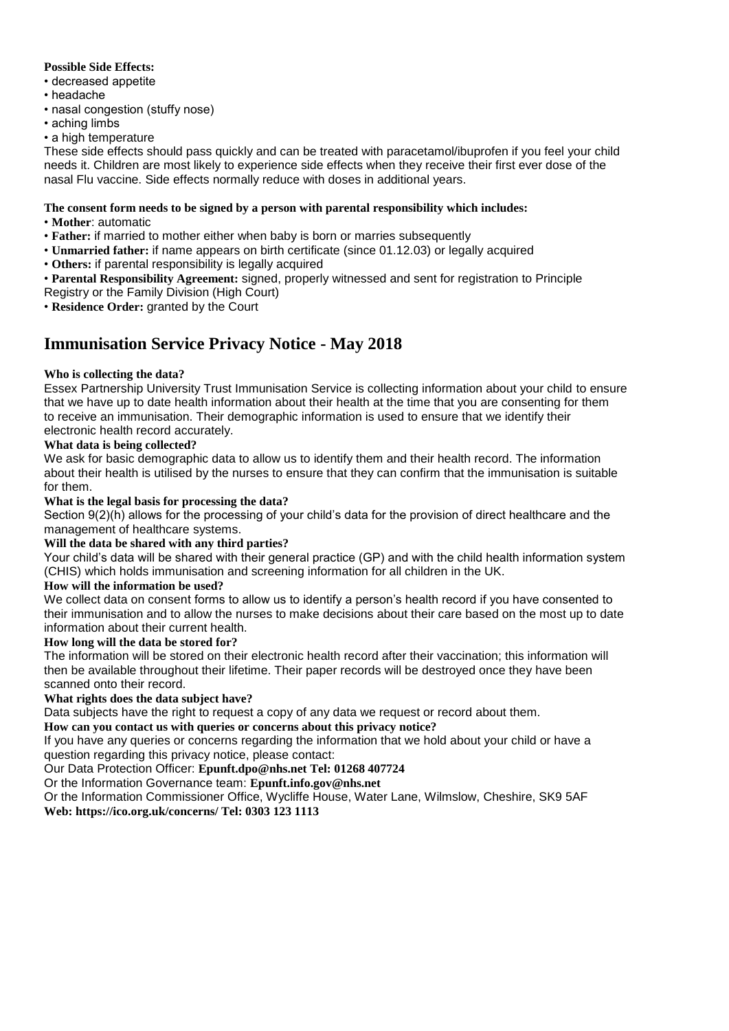**Possible Side Effects:**

- decreased appetite
- headache
- nasal congestion (stuffy nose)
- aching limbs
- a high temperature

These side effects should pass quickly and can be treated with paracetamol/ibuprofen if you feel your child needs it. Children are most likely to experience side effects when they receive their first ever dose of the nasal Flu vaccine. Side effects normally reduce with doses in additional years.

**The consent form needs to be signed by a person with parental responsibility which includes:**

- **Mother**: automatic
- **Father:** if married to mother either when baby is born or marries subsequently
- **Unmarried father:** if name appears on birth certificate (since 01.12.03) or legally acquired
- **Others:** if parental responsibility is legally acquired
- **Parental Responsibility Agreement:** signed, properly witnessed and sent for registration to Principle Registry or the Family Division (High Court)
- **Residence Order:** granted by the Court

## Immunisation Service Privacy Notice - May 2018

**Who is collecting the data?**

Essex Partnership University Trust Immunisation Service is collecting information about your child to ensure that we have up to date health information about their health at the time that you are consenting for them to receive an immunisation. Their demographic information is used to ensure that we identify their electronic health record accurately.

**What data is being collected?**

We ask for basic demographic data to allow us to identify them and their health record. The information about their health is utilised by the nurses to ensure that they can confirm that the immunisation is suitable for them.

**What is the legal basis for processing the data?**

Section 9(2)(h) allows for the processing of your child's data for the provision of direct healthcare and the management of healthcare systems.

**Will the data be shared with any third parties?**

Your child's data will be shared with their general practice (GP) and with the child health information system (CHIS) which holds immunisation and screening information for all children in the UK.

**How will the information be used?**

We collect data on consent forms to allow us to identify a person's health record if you have consented to their immunisation and to allow the nurses to make decisions about their care based on the most up to date information about their current health.

**How long will the data be stored for?**

The information will be stored on their electronic health record after their vaccination; this information will then be available throughout their lifetime. Their paper records will be destroyed once they have been scanned onto their record.

**What rights does the data subject have?**

Data subjects have the right to request a copy of any data we request or record about them.

**How can you contact us with queries or concerns about this privacy notice?**

If you have any queries or concerns regarding the information that we hold about your child or have a question regarding this privacy notice, please contact:

Our Data Protection Officer: **Epunft.dpo@nhs.net Tel: 01268 407724**

Or the Information Governance team: **Epunft.info.gov@nhs.net**

Or the Information Commissioner Office, Wycliffe House, Water Lane, Wilmslow, Cheshire, SK9 5AF

**Web: https://ico.org.uk/concerns/ Tel: 0303 123 1113**